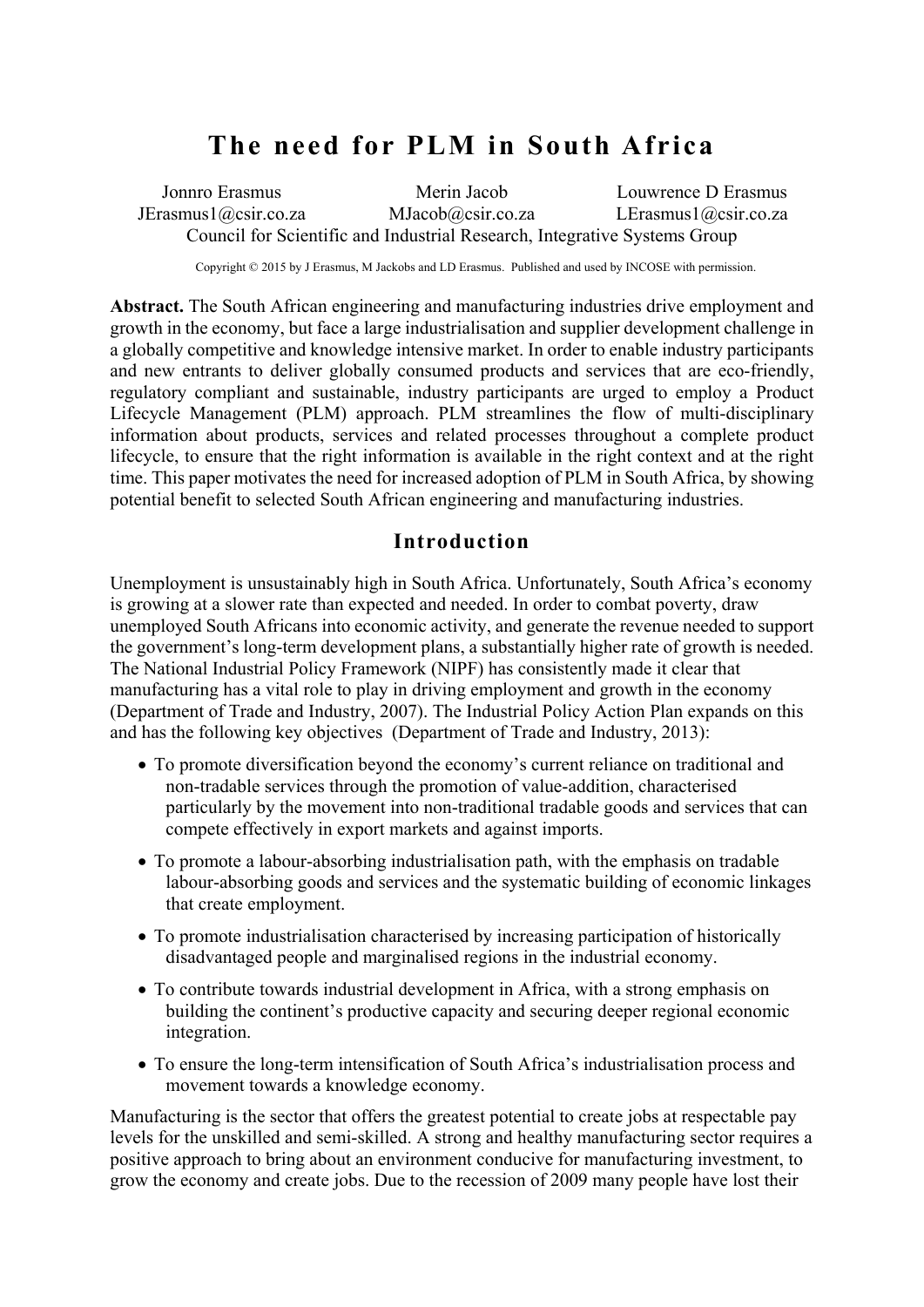# The need for PLM in South Africa

Jonnro Erasmus
JErasmus1@csir.co.za

Merin Jacob
MJacob@csir.co.za

Louwrence D Erasmus
LErasmus1@csir.co.za

Council for Scientific and Industrial Research, Integrative Systems Group

Copyright © 2015 by J Erasmus, M Jackobs and LD Erasmus. Published and used by INCOSE with permission.

**Abstract.** The South African engineering and manufacturing industries drive employment and growth in the economy, but face a large industrialisation and supplier development challenge in a globally competitive and knowledge intensive market. In order to enable industry participants and new entrants to deliver globally consumed products and services that are eco-friendly, regulatory compliant and sustainable, industry participants are urged to employ a Product Lifecycle Management (PLM) approach. PLM streamlines the flow of multi-disciplinary information about products, services and related processes throughout a complete product lifecycle, to ensure that the right information is available in the right context and at the right time. This paper motivates the need for increased adoption of PLM in South Africa, by showing potential benefit to selected South African engineering and manufacturing industries.

## Introduction

Unemployment is unsustainably high in South Africa. Unfortunately, South Africa's economy is growing at a slower rate than expected and needed. In order to combat poverty, draw unemployed South Africans into economic activity, and generate the revenue needed to support the government's long-term development plans, a substantially higher rate of growth is needed. The National Industrial Policy Framework (NIPF) has consistently made it clear that manufacturing has a vital role to play in driving employment and growth in the economy (Department of Trade and Industry, 2007). The Industrial Policy Action Plan expands on this and has the following key objectives (Department of Trade and Industry, 2013):

- To promote diversification beyond the economy's current reliance on traditional and non-tradable services through the promotion of value-addition, characterised particularly by the movement into non-traditional tradable goods and services that can compete effectively in export markets and against imports.
- To promote a labour-absorbing industrialisation path, with the emphasis on tradable labour-absorbing goods and services and the systematic building of economic linkages that create employment.
- To promote industrialisation characterised by increasing participation of historically disadvantaged people and marginalised regions in the industrial economy.
- To contribute towards industrial development in Africa, with a strong emphasis on building the continent's productive capacity and securing deeper regional economic integration.
- To ensure the long-term intensification of South Africa's industrialisation process and movement towards a knowledge economy.

Manufacturing is the sector that offers the greatest potential to create jobs at respectable pay levels for the unskilled and semi-skilled. A strong and healthy manufacturing sector requires a positive approach to bring about an environment conducive for manufacturing investment, to grow the economy and create jobs. Due to the recession of 2009 many people have lost their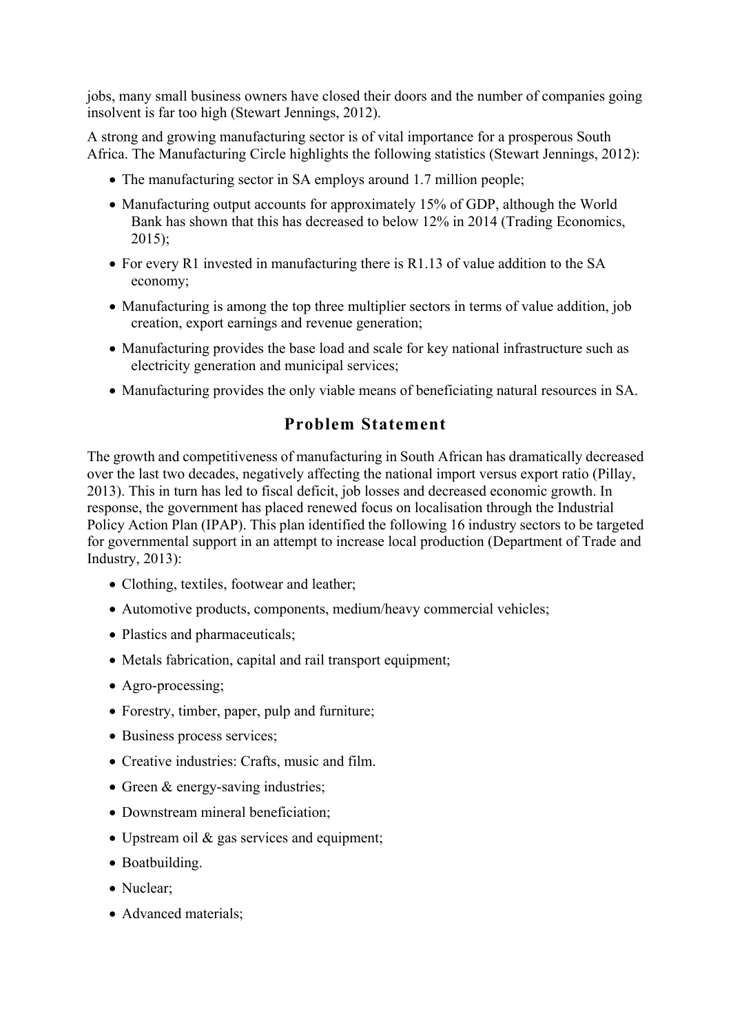jobs, many small business owners have closed their doors and the number of companies going insolvent is far too high (Stewart Jennings, 2012).

A strong and growing manufacturing sector is of vital importance for a prosperous South Africa. The Manufacturing Circle highlights the following statistics (Stewart Jennings, 2012):

- The manufacturing sector in SA employs around 1.7 million people;
- Manufacturing output accounts for approximately 15% of GDP, although the World Bank has shown that this has decreased to below 12% in 2014 (Trading Economics, 2015);
- For every R1 invested in manufacturing there is R1.13 of value addition to the SA economy;
- Manufacturing is among the top three multiplier sectors in terms of value addition, job creation, export earnings and revenue generation;
- Manufacturing provides the base load and scale for key national infrastructure such as electricity generation and municipal services;
- Manufacturing provides the only viable means of beneficiating natural resources in SA.

## Problem Statement

The growth and competitiveness of manufacturing in South African has dramatically decreased over the last two decades, negatively affecting the national import versus export ratio (Pillay, 2013). This in turn has led to fiscal deficit, job losses and decreased economic growth. In response, the government has placed renewed focus on localisation through the Industrial Policy Action Plan (IPAP). This plan identified the following 16 industry sectors to be targeted for governmental support in an attempt to increase local production (Department of Trade and Industry, 2013):

- Clothing, textiles, footwear and leather;
- Automotive products, components, medium/heavy commercial vehicles;
- Plastics and pharmaceuticals;
- Metals fabrication, capital and rail transport equipment;
- Agro-processing;
- Forestry, timber, paper, pulp and furniture;
- Business process services;
- Creative industries: Crafts, music and film.
- Green & energy-saving industries;
- Downstream mineral beneficiation;
- Upstream oil & gas services and equipment;
- Boatbuilding.
- Nuclear;
- Advanced materials;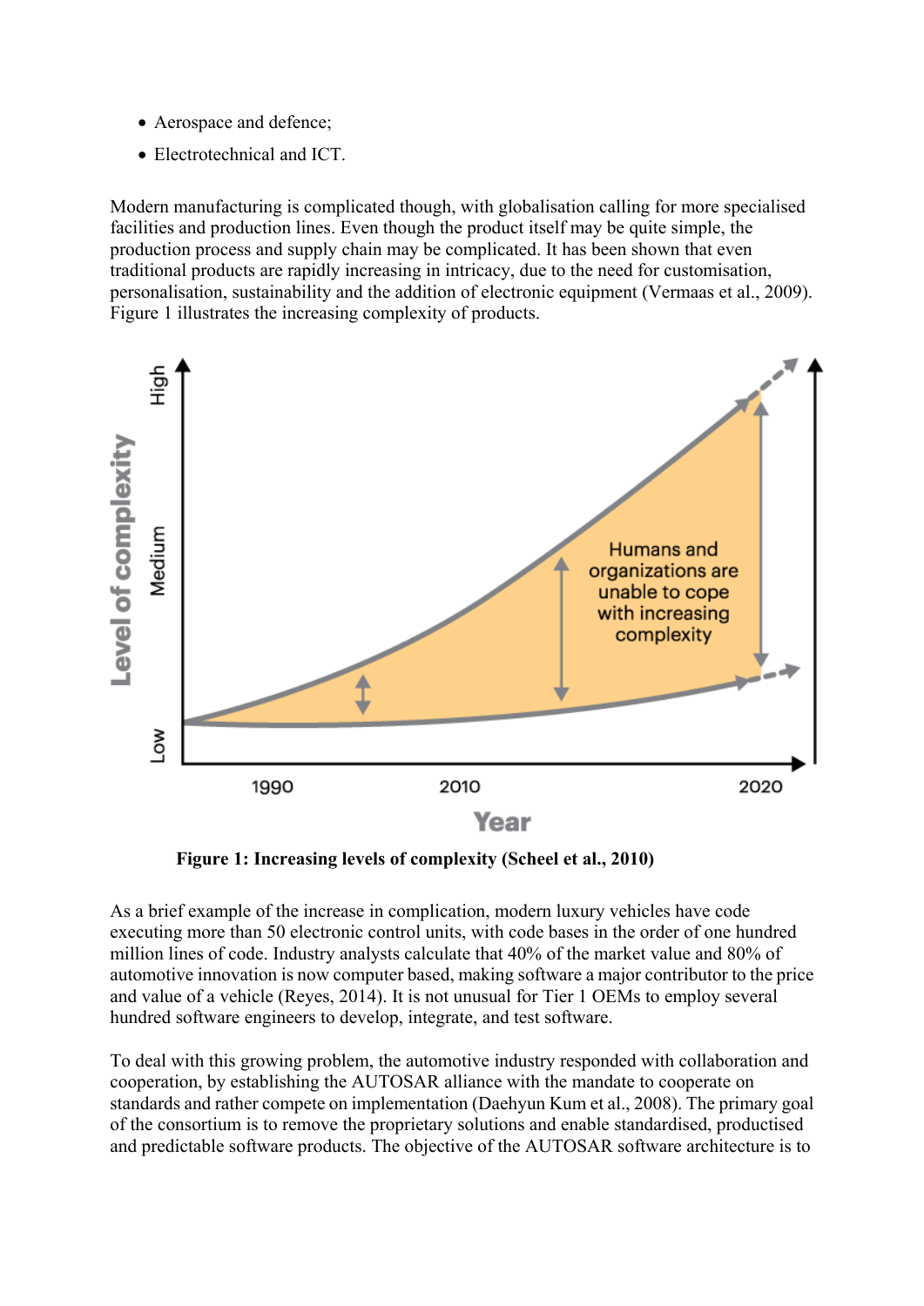- Aerospace and defence;
- Electrotechnical and ICT.

Modern manufacturing is complicated though, with globalisation calling for more specialised facilities and production lines. Even though the product itself may be quite simple, the production process and supply chain may be complicated. It has been shown that even traditional products are rapidly increasing in intricacy, due to the need for customisation, personalisation, sustainability and the addition of electronic equipment (Vermaas et al., 2009). Figure 1 illustrates the increasing complexity of products.

**Figure 1: Increasing levels of complexity (Scheel et al., 2010)**

As a brief example of the increase in complication, modern luxury vehicles have code executing more than 50 electronic control units, with code bases in the order of one hundred million lines of code. Industry analysts calculate that 40% of the market value and 80% of automotive innovation is now computer based, making software a major contributor to the price and value of a vehicle (Reyes, 2014). It is not unusual for Tier 1 OEMs to employ several hundred software engineers to develop, integrate, and test software.

To deal with this growing problem, the automotive industry responded with collaboration and cooperation, by establishing the AUTOSAR alliance with the mandate to cooperate on standards and rather compete on implementation (Daehyun Kum et al., 2008). The primary goal of the consortium is to remove the proprietary solutions and enable standardised, productised and predictable software products. The objective of the AUTOSAR software architecture is to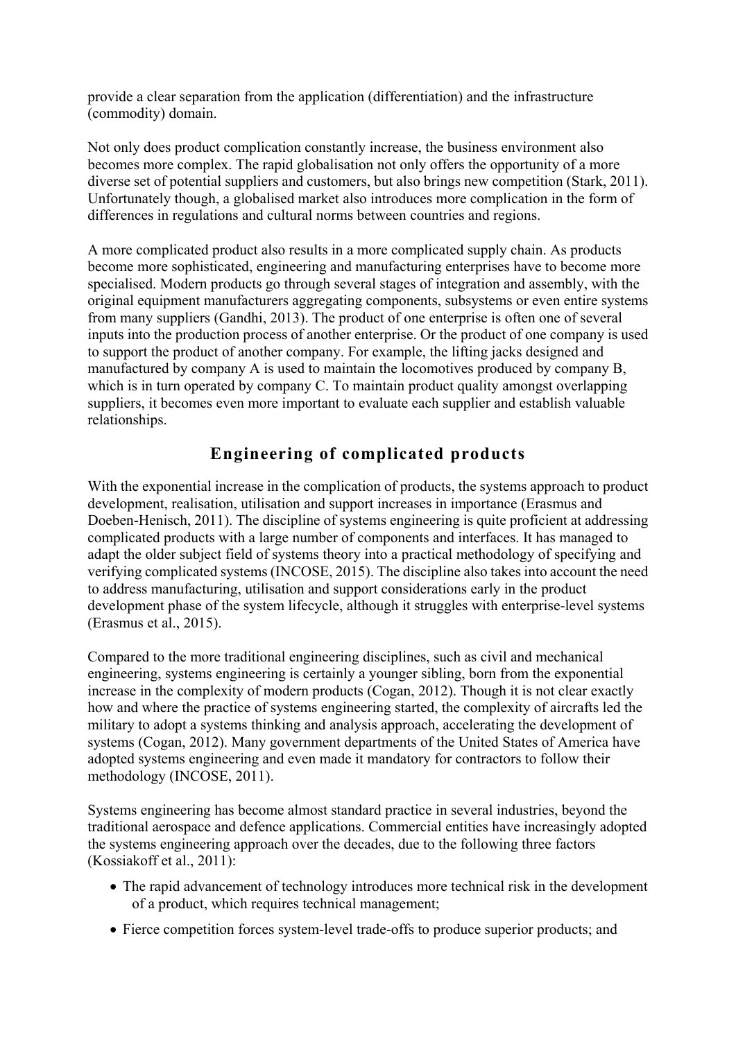provide a clear separation from the application (differentiation) and the infrastructure (commodity) domain.

Not only does product complication constantly increase, the business environment also becomes more complex. The rapid globalisation not only offers the opportunity of a more diverse set of potential suppliers and customers, but also brings new competition (Stark, 2011). Unfortunately though, a globalised market also introduces more complication in the form of differences in regulations and cultural norms between countries and regions.

A more complicated product also results in a more complicated supply chain. As products become more sophisticated, engineering and manufacturing enterprises have to become more specialised. Modern products go through several stages of integration and assembly, with the original equipment manufacturers aggregating components, subsystems or even entire systems from many suppliers (Gandhi, 2013). The product of one enterprise is often one of several inputs into the production process of another enterprise. Or the product of one company is used to support the product of another company. For example, the lifting jacks designed and manufactured by company A is used to maintain the locomotives produced by company B, which is in turn operated by company C. To maintain product quality amongst overlapping suppliers, it becomes even more important to evaluate each supplier and establish valuable relationships.

## Engineering of complicated products

With the exponential increase in the complication of products, the systems approach to product development, realisation, utilisation and support increases in importance (Erasmus and Doeben-Henisch, 2011). The discipline of systems engineering is quite proficient at addressing complicated products with a large number of components and interfaces. It has managed to adapt the older subject field of systems theory into a practical methodology of specifying and verifying complicated systems (INCOSE, 2015). The discipline also takes into account the need to address manufacturing, utilisation and support considerations early in the product development phase of the system lifecycle, although it struggles with enterprise-level systems (Erasmus et al., 2015).

Compared to the more traditional engineering disciplines, such as civil and mechanical engineering, systems engineering is certainly a younger sibling, born from the exponential increase in the complexity of modern products (Cogan, 2012). Though it is not clear exactly how and where the practice of systems engineering started, the complexity of aircrafts led the military to adopt a systems thinking and analysis approach, accelerating the development of systems (Cogan, 2012). Many government departments of the United States of America have adopted systems engineering and even made it mandatory for contractors to follow their methodology (INCOSE, 2011).

Systems engineering has become almost standard practice in several industries, beyond the traditional aerospace and defence applications. Commercial entities have increasingly adopted the systems engineering approach over the decades, due to the following three factors (Kossiakoff et al., 2011):

- The rapid advancement of technology introduces more technical risk in the development of a product, which requires technical management;
- Fierce competition forces system-level trade-offs to produce superior products; and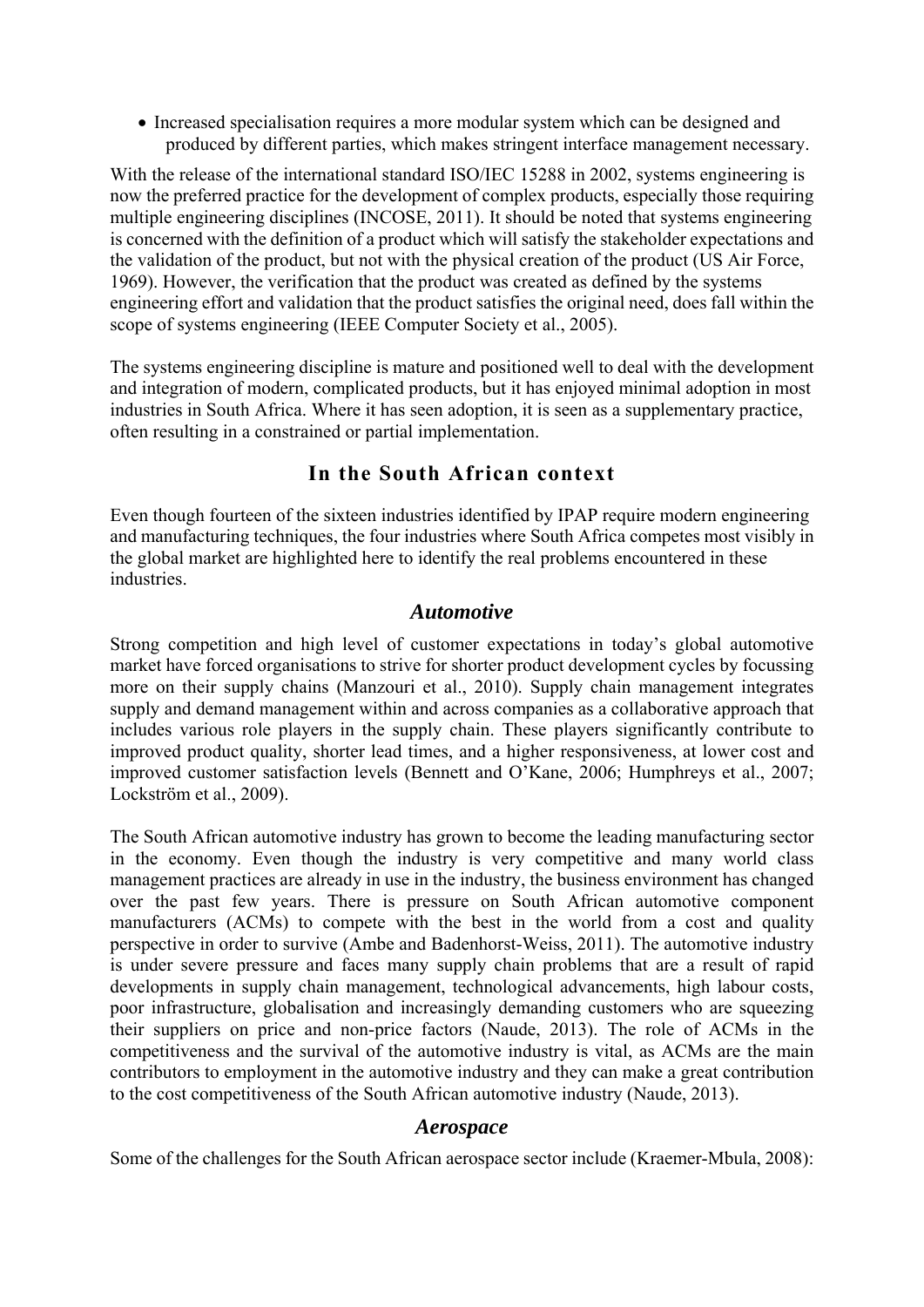- Increased specialisation requires a more modular system which can be designed and produced by different parties, which makes stringent interface management necessary.

With the release of the international standard ISO/IEC 15288 in 2002, systems engineering is now the preferred practice for the development of complex products, especially those requiring multiple engineering disciplines (INCOSE, 2011). It should be noted that systems engineering is concerned with the definition of a product which will satisfy the stakeholder expectations and the validation of the product, but not with the physical creation of the product (US Air Force, 1969). However, the verification that the product was created as defined by the systems engineering effort and validation that the product satisfies the original need, does fall within the scope of systems engineering (IEEE Computer Society et al., 2005).

The systems engineering discipline is mature and positioned well to deal with the development and integration of modern, complicated products, but it has enjoyed minimal adoption in most industries in South Africa. Where it has seen adoption, it is seen as a supplementary practice, often resulting in a constrained or partial implementation.

## In the South African context

Even though fourteen of the sixteen industries identified by IPAP require modern engineering and manufacturing techniques, the four industries where South Africa competes most visibly in the global market are highlighted here to identify the real problems encountered in these industries.

### *Automotive*

Strong competition and high level of customer expectations in today's global automotive market have forced organisations to strive for shorter product development cycles by focussing more on their supply chains (Manzouri et al., 2010). Supply chain management integrates supply and demand management within and across companies as a collaborative approach that includes various role players in the supply chain. These players significantly contribute to improved product quality, shorter lead times, and a higher responsiveness, at lower cost and improved customer satisfaction levels (Bennett and O'Kane, 2006; Humphreys et al., 2007; Lockström et al., 2009).

The South African automotive industry has grown to become the leading manufacturing sector in the economy. Even though the industry is very competitive and many world class management practices are already in use in the industry, the business environment has changed over the past few years. There is pressure on South African automotive component manufacturers (ACMs) to compete with the best in the world from a cost and quality perspective in order to survive (Ambe and Badenhorst-Weiss, 2011). The automotive industry is under severe pressure and faces many supply chain problems that are a result of rapid developments in supply chain management, technological advancements, high labour costs, poor infrastructure, globalisation and increasingly demanding customers who are squeezing their suppliers on price and non-price factors (Naude, 2013). The role of ACMs in the competitiveness and the survival of the automotive industry is vital, as ACMs are the main contributors to employment in the automotive industry and they can make a great contribution to the cost competitiveness of the South African automotive industry (Naude, 2013).

### *Aerospace*

Some of the challenges for the South African aerospace sector include (Kraemer-Mbula, 2008):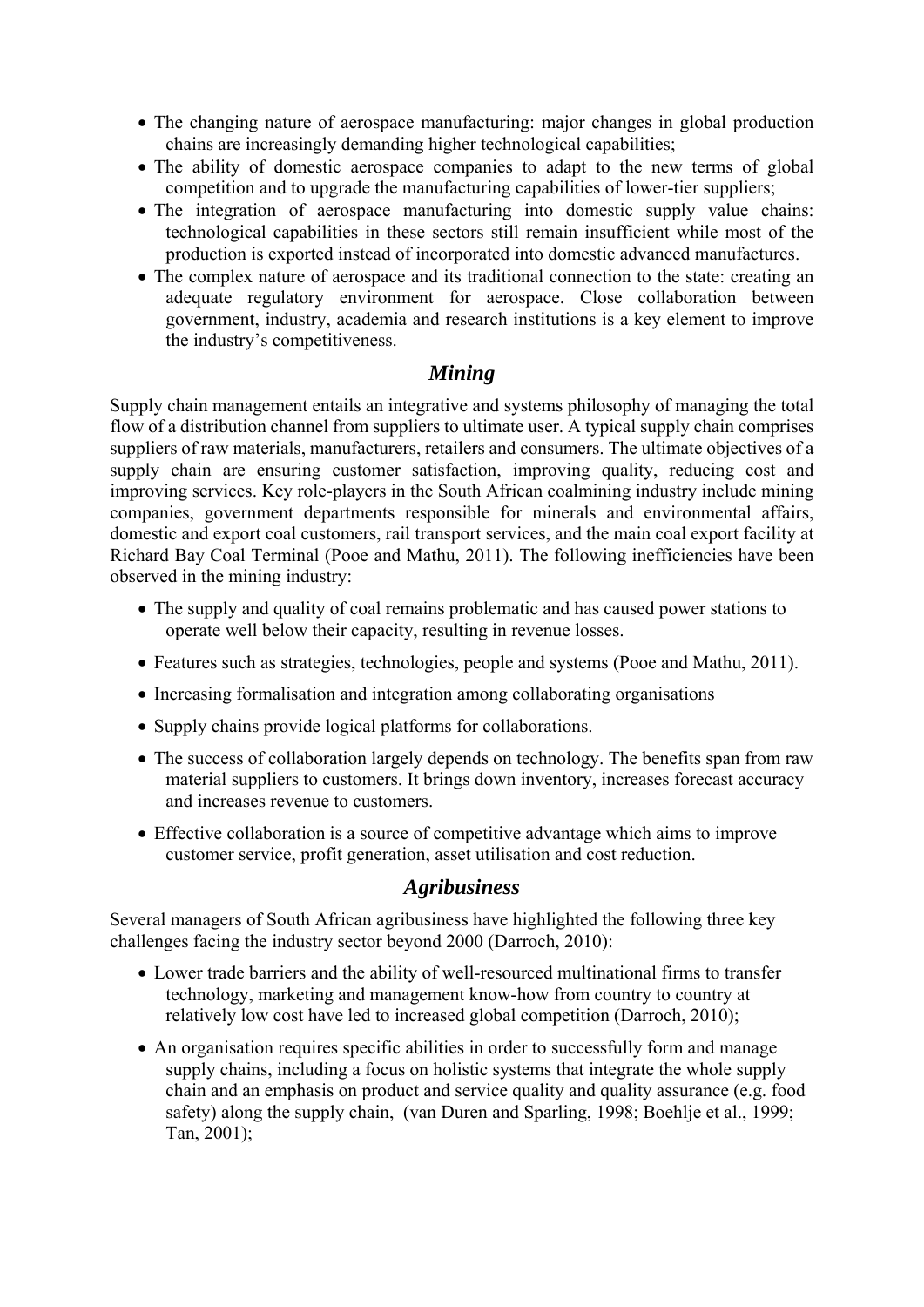- The changing nature of aerospace manufacturing: major changes in global production chains are increasingly demanding higher technological capabilities;
- The ability of domestic aerospace companies to adapt to the new terms of global competition and to upgrade the manufacturing capabilities of lower-tier suppliers;
- The integration of aerospace manufacturing into domestic supply value chains: technological capabilities in these sectors still remain insufficient while most of the production is exported instead of incorporated into domestic advanced manufactures.
- The complex nature of aerospace and its traditional connection to the state: creating an adequate regulatory environment for aerospace. Close collaboration between government, industry, academia and research institutions is a key element to improve the industry's competitiveness.

## *Mining*

Supply chain management entails an integrative and systems philosophy of managing the total flow of a distribution channel from suppliers to ultimate user. A typical supply chain comprises suppliers of raw materials, manufacturers, retailers and consumers. The ultimate objectives of a supply chain are ensuring customer satisfaction, improving quality, reducing cost and improving services. Key role-players in the South African coalmining industry include mining companies, government departments responsible for minerals and environmental affairs, domestic and export coal customers, rail transport services, and the main coal export facility at Richard Bay Coal Terminal (Pooe and Mathu, 2011). The following inefficiencies have been observed in the mining industry:

- The supply and quality of coal remains problematic and has caused power stations to operate well below their capacity, resulting in revenue losses.
- Features such as strategies, technologies, people and systems (Pooe and Mathu, 2011).
- Increasing formalisation and integration among collaborating organisations
- Supply chains provide logical platforms for collaborations.
- The success of collaboration largely depends on technology. The benefits span from raw material suppliers to customers. It brings down inventory, increases forecast accuracy and increases revenue to customers.
- Effective collaboration is a source of competitive advantage which aims to improve customer service, profit generation, asset utilisation and cost reduction.

## *Agribusiness*

Several managers of South African agribusiness have highlighted the following three key challenges facing the industry sector beyond 2000 (Darroch, 2010):

- Lower trade barriers and the ability of well-resourced multinational firms to transfer technology, marketing and management know-how from country to country at relatively low cost have led to increased global competition (Darroch, 2010);
- An organisation requires specific abilities in order to successfully form and manage supply chains, including a focus on holistic systems that integrate the whole supply chain and an emphasis on product and service quality and quality assurance (e.g. food safety) along the supply chain, (van Duren and Sparling, 1998; Boehlje et al., 1999; Tan, 2001);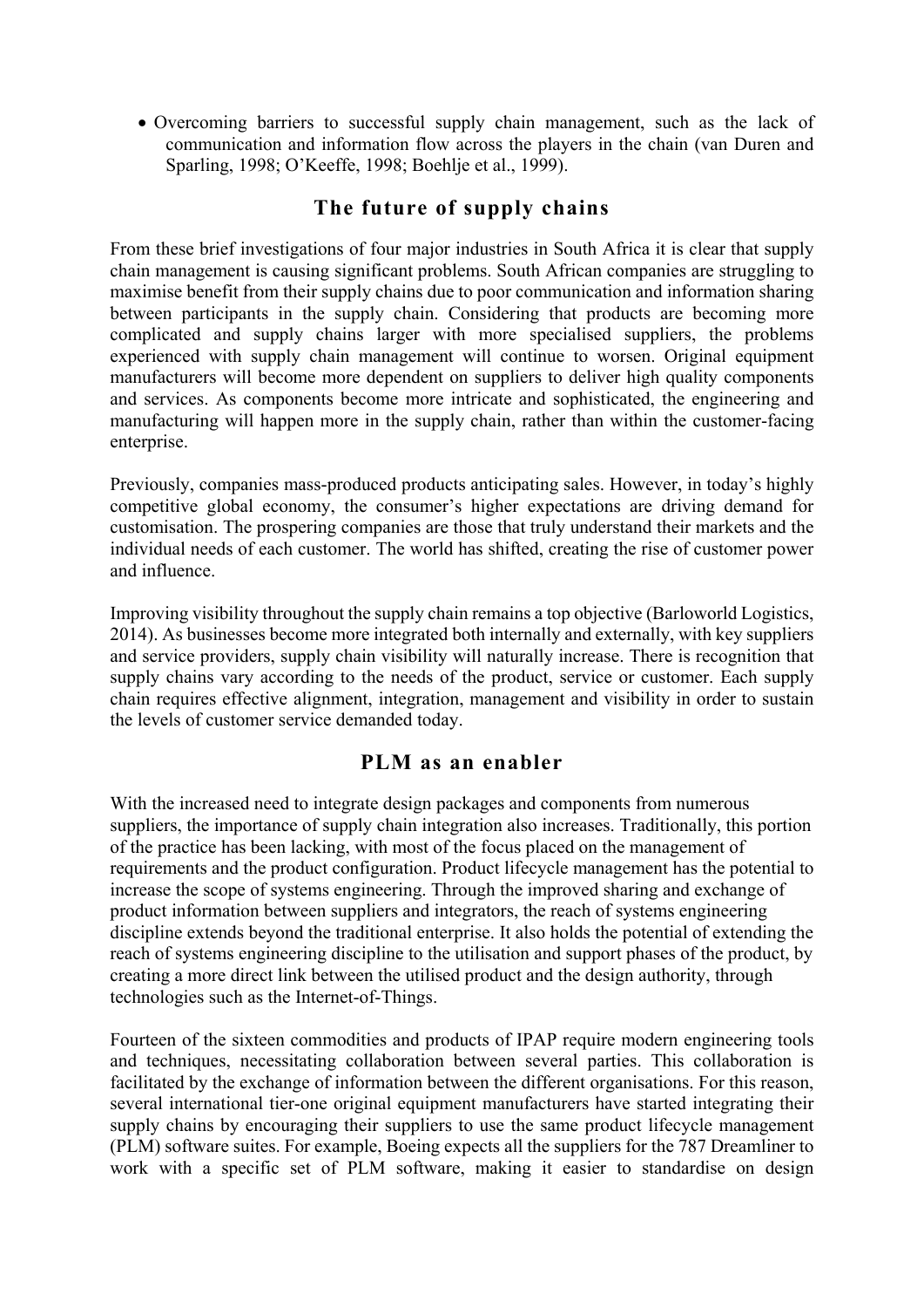- Overcoming barriers to successful supply chain management, such as the lack of communication and information flow across the players in the chain (van Duren and Sparling, 1998; O'Keeffe, 1998; Boehlje et al., 1999).

## The future of supply chains

From these brief investigations of four major industries in South Africa it is clear that supply chain management is causing significant problems. South African companies are struggling to maximise benefit from their supply chains due to poor communication and information sharing between participants in the supply chain. Considering that products are becoming more complicated and supply chains larger with more specialised suppliers, the problems experienced with supply chain management will continue to worsen. Original equipment manufacturers will become more dependent on suppliers to deliver high quality components and services. As components become more intricate and sophisticated, the engineering and manufacturing will happen more in the supply chain, rather than within the customer-facing enterprise.

Previously, companies mass-produced products anticipating sales. However, in today's highly competitive global economy, the consumer's higher expectations are driving demand for customisation. The prospering companies are those that truly understand their markets and the individual needs of each customer. The world has shifted, creating the rise of customer power and influence.

Improving visibility throughout the supply chain remains a top objective (Barloworld Logistics, 2014). As businesses become more integrated both internally and externally, with key suppliers and service providers, supply chain visibility will naturally increase. There is recognition that supply chains vary according to the needs of the product, service or customer. Each supply chain requires effective alignment, integration, management and visibility in order to sustain the levels of customer service demanded today.

## PLM as an enabler

With the increased need to integrate design packages and components from numerous suppliers, the importance of supply chain integration also increases. Traditionally, this portion of the practice has been lacking, with most of the focus placed on the management of requirements and the product configuration. Product lifecycle management has the potential to increase the scope of systems engineering. Through the improved sharing and exchange of product information between suppliers and integrators, the reach of systems engineering discipline extends beyond the traditional enterprise. It also holds the potential of extending the reach of systems engineering discipline to the utilisation and support phases of the product, by creating a more direct link between the utilised product and the design authority, through technologies such as the Internet-of-Things.

Fourteen of the sixteen commodities and products of IPAP require modern engineering tools and techniques, necessitating collaboration between several parties. This collaboration is facilitated by the exchange of information between the different organisations. For this reason, several international tier-one original equipment manufacturers have started integrating their supply chains by encouraging their suppliers to use the same product lifecycle management (PLM) software suites. For example, Boeing expects all the suppliers for the 787 Dreamliner to work with a specific set of PLM software, making it easier to standardise on design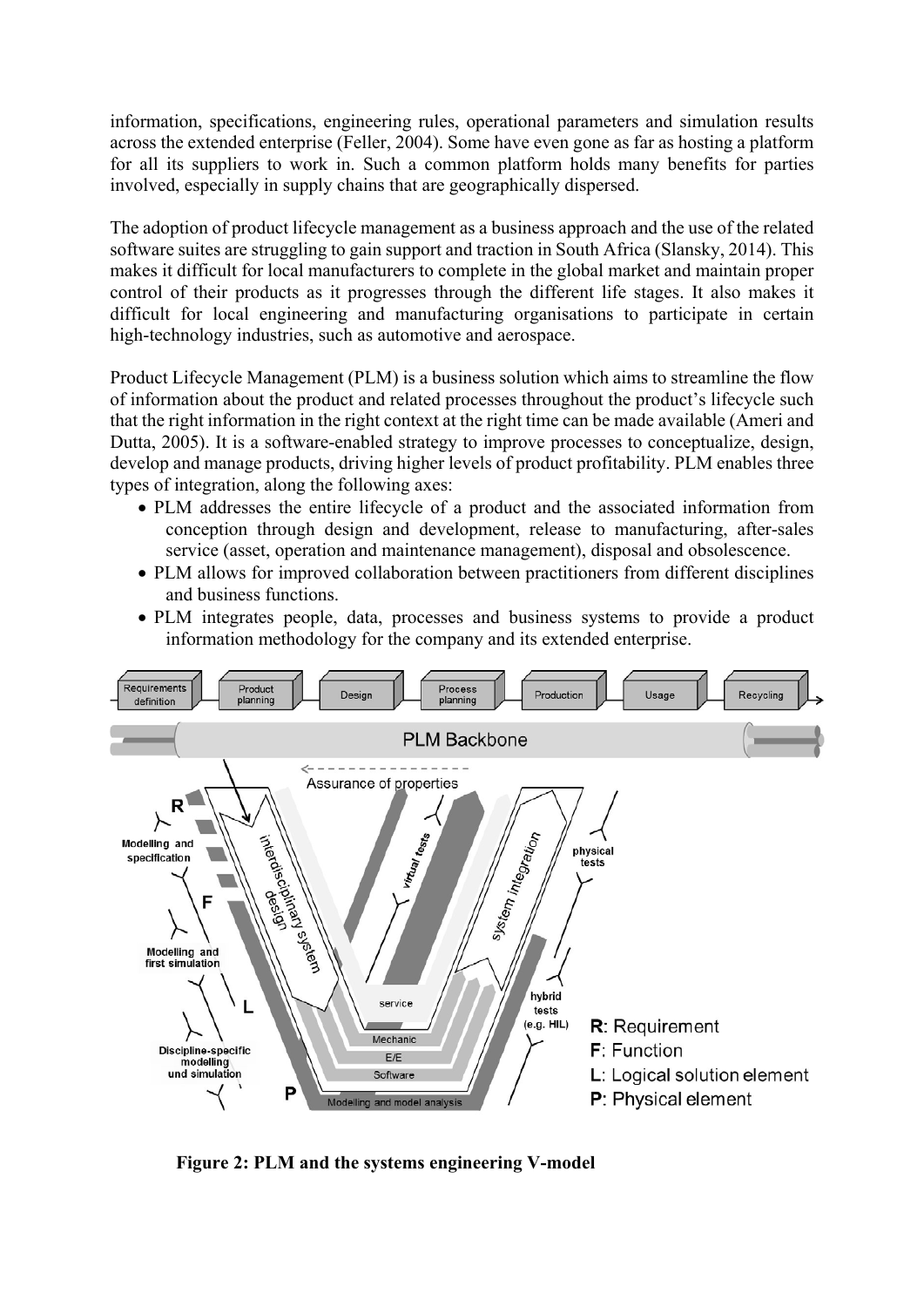information, specifications, engineering rules, operational parameters and simulation results across the extended enterprise (Feller, 2004). Some have even gone as far as hosting a platform for all its suppliers to work in. Such a common platform holds many benefits for parties involved, especially in supply chains that are geographically dispersed.

The adoption of product lifecycle management as a business approach and the use of the related software suites are struggling to gain support and traction in South Africa (Slansky, 2014). This makes it difficult for local manufacturers to complete in the global market and maintain proper control of their products as it progresses through the different life stages. It also makes it difficult for local engineering and manufacturing organisations to participate in certain high-technology industries, such as automotive and aerospace.

Product Lifecycle Management (PLM) is a business solution which aims to streamline the flow of information about the product and related processes throughout the product's lifecycle such that the right information in the right context at the right time can be made available (Ameri and Dutta, 2005). It is a software-enabled strategy to improve processes to conceptualize, design, develop and manage products, driving higher levels of product profitability. PLM enables three types of integration, along the following axes:

- PLM addresses the entire lifecycle of a product and the associated information from conception through design and development, release to manufacturing, after-sales service (asset, operation and maintenance management), disposal and obsolescence.
- PLM allows for improved collaboration between practitioners from different disciplines and business functions.
- PLM integrates people, data, processes and business systems to provide a product information methodology for the company and its extended enterprise.

**Figure 2: PLM and the systems engineering V-model**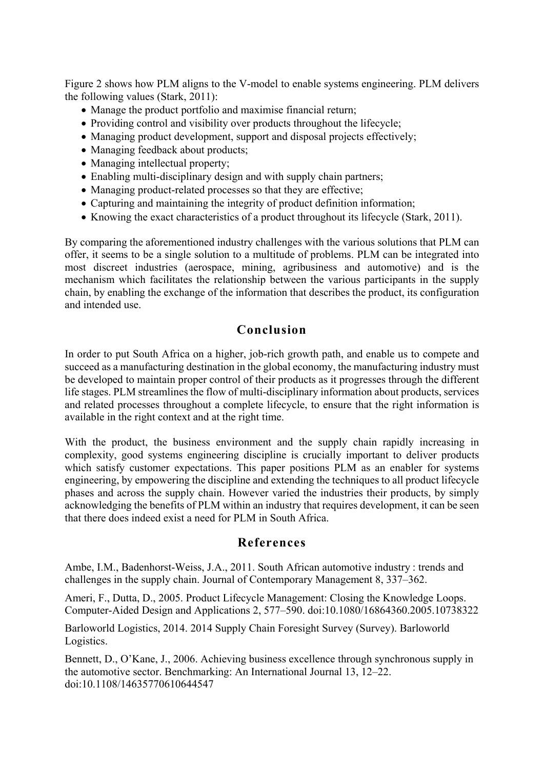Figure 2 shows how PLM aligns to the V-model to enable systems engineering. PLM delivers the following values (Stark, 2011):

- Manage the product portfolio and maximise financial return;
- Providing control and visibility over products throughout the lifecycle;
- Managing product development, support and disposal projects effectively;
- Managing feedback about products;
- Managing intellectual property;
- Enabling multi-disciplinary design and with supply chain partners;
- Managing product-related processes so that they are effective;
- Capturing and maintaining the integrity of product definition information;
- Knowing the exact characteristics of a product throughout its lifecycle (Stark, 2011).

By comparing the aforementioned industry challenges with the various solutions that PLM can offer, it seems to be a single solution to a multitude of problems. PLM can be integrated into most discreet industries (aerospace, mining, agribusiness and automotive) and is the mechanism which facilitates the relationship between the various participants in the supply chain, by enabling the exchange of the information that describes the product, its configuration and intended use.

## Conclusion

In order to put South Africa on a higher, job-rich growth path, and enable us to compete and succeed as a manufacturing destination in the global economy, the manufacturing industry must be developed to maintain proper control of their products as it progresses through the different life stages. PLM streamlines the flow of multi-disciplinary information about products, services and related processes throughout a complete lifecycle, to ensure that the right information is available in the right context and at the right time.

With the product, the business environment and the supply chain rapidly increasing in complexity, good systems engineering discipline is crucially important to deliver products which satisfy customer expectations. This paper positions PLM as an enabler for systems engineering, by empowering the discipline and extending the techniques to all product lifecycle phases and across the supply chain. However varied the industries their products, by simply acknowledging the benefits of PLM within an industry that requires development, it can be seen that there does indeed exist a need for PLM in South Africa.

## References

Ambe, I.M., Badenhorst-Weiss, J.A., 2011. South African automotive industry : trends and challenges in the supply chain. Journal of Contemporary Management 8, 337–362.

Ameri, F., Dutta, D., 2005. Product Lifecycle Management: Closing the Knowledge Loops. Computer-Aided Design and Applications 2, 577–590. doi:10.1080/16864360.2005.10738322

Barloworld Logistics, 2014. 2014 Supply Chain Foresight Survey (Survey). Barloworld Logistics.

Bennett, D., O'Kane, J., 2006. Achieving business excellence through synchronous supply in the automotive sector. Benchmarking: An International Journal 13, 12–22. doi:10.1108/14635770610644547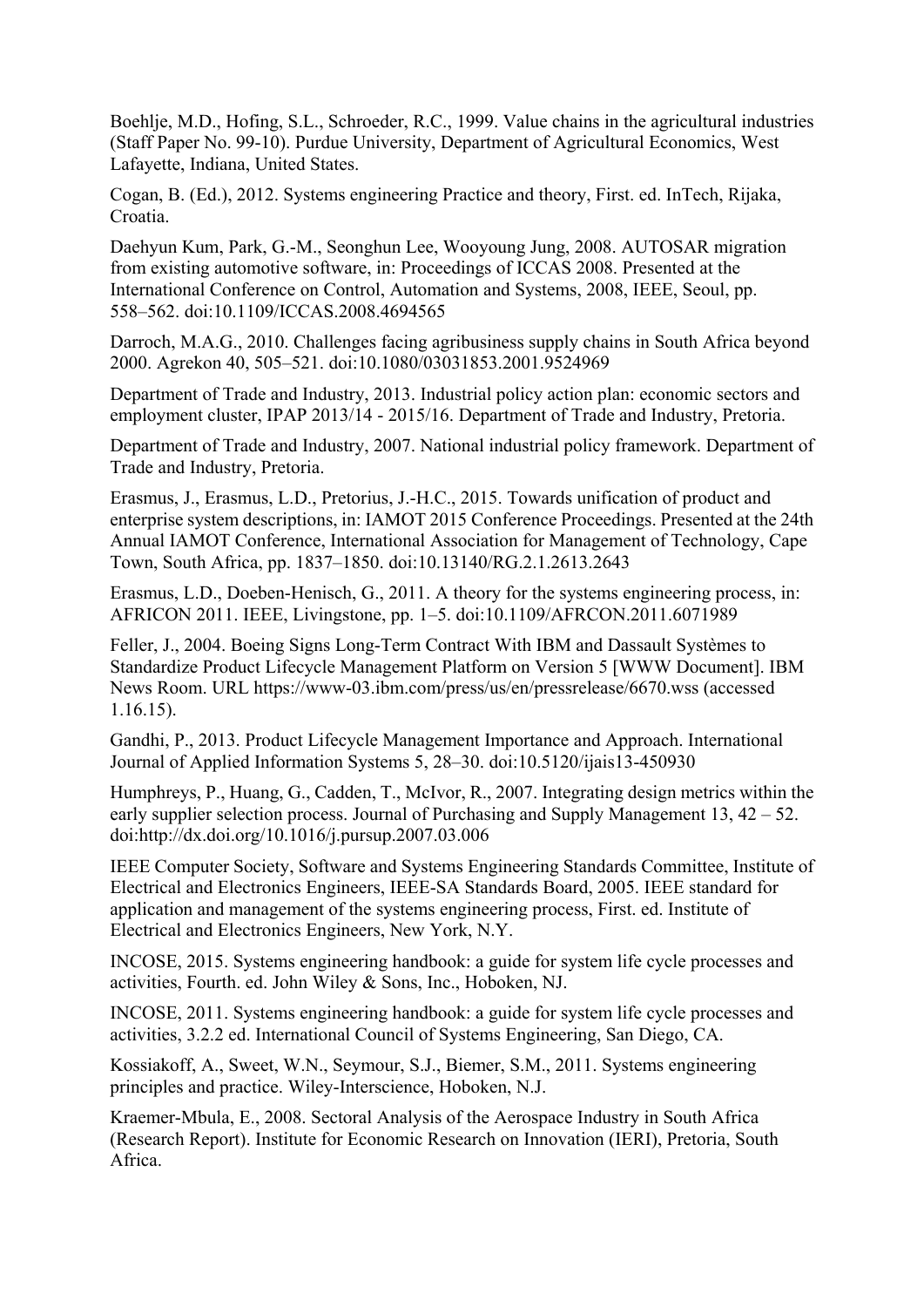Boehlje, M.D., Hofing, S.L., Schroeder, R.C., 1999. Value chains in the agricultural industries (Staff Paper No. 99-10). Purdue University, Department of Agricultural Economics, West Lafayette, Indiana, United States.

Cogan, B. (Ed.), 2012. Systems engineering Practice and theory, First. ed. InTech, Rijaka, Croatia.

Daehyun Kum, Park, G.-M., Seonghun Lee, Wooyoung Jung, 2008. AUTOSAR migration from existing automotive software, in: Proceedings of ICCAS 2008. Presented at the International Conference on Control, Automation and Systems, 2008, IEEE, Seoul, pp. 558–562. doi:10.1109/ICCAS.2008.4694565

Darroch, M.A.G., 2010. Challenges facing agribusiness supply chains in South Africa beyond 2000. Agrekon 40, 505–521. doi:10.1080/03031853.2001.9524969

Department of Trade and Industry, 2013. Industrial policy action plan: economic sectors and employment cluster, IPAP 2013/14 - 2015/16. Department of Trade and Industry, Pretoria.

Department of Trade and Industry, 2007. National industrial policy framework. Department of Trade and Industry, Pretoria.

Erasmus, J., Erasmus, L.D., Pretorius, J.-H.C., 2015. Towards unification of product and enterprise system descriptions, in: IAMOT 2015 Conference Proceedings. Presented at the 24th Annual IAMOT Conference, International Association for Management of Technology, Cape Town, South Africa, pp. 1837–1850. doi:10.13140/RG.2.1.2613.2643

Erasmus, L.D., Doeben-Henisch, G., 2011. A theory for the systems engineering process, in: AFRICON 2011. IEEE, Livingstone, pp. 1–5. doi:10.1109/AFRCON.2011.6071989

Feller, J., 2004. Boeing Signs Long-Term Contract With IBM and Dassault Systèmes to Standardize Product Lifecycle Management Platform on Version 5 [WWW Document]. IBM News Room. URL https://www-03.ibm.com/press/us/en/pressrelease/6670.wss (accessed 1.16.15).

Gandhi, P., 2013. Product Lifecycle Management Importance and Approach. International Journal of Applied Information Systems 5, 28–30. doi:10.5120/ijais13-450930

Humphreys, P., Huang, G., Cadden, T., McIvor, R., 2007. Integrating design metrics within the early supplier selection process. Journal of Purchasing and Supply Management 13, 42 – 52. doi:http://dx.doi.org/10.1016/j.pursup.2007.03.006

IEEE Computer Society, Software and Systems Engineering Standards Committee, Institute of Electrical and Electronics Engineers, IEEE-SA Standards Board, 2005. IEEE standard for application and management of the systems engineering process, First. ed. Institute of Electrical and Electronics Engineers, New York, N.Y.

INCOSE, 2015. Systems engineering handbook: a guide for system life cycle processes and activities, Fourth. ed. John Wiley & Sons, Inc., Hoboken, NJ.

INCOSE, 2011. Systems engineering handbook: a guide for system life cycle processes and activities, 3.2.2 ed. International Council of Systems Engineering, San Diego, CA.

Kossiakoff, A., Sweet, W.N., Seymour, S.J., Biemer, S.M., 2011. Systems engineering principles and practice. Wiley-Interscience, Hoboken, N.J.

Kraemer-Mbula, E., 2008. Sectoral Analysis of the Aerospace Industry in South Africa (Research Report). Institute for Economic Research on Innovation (IERI), Pretoria, South Africa.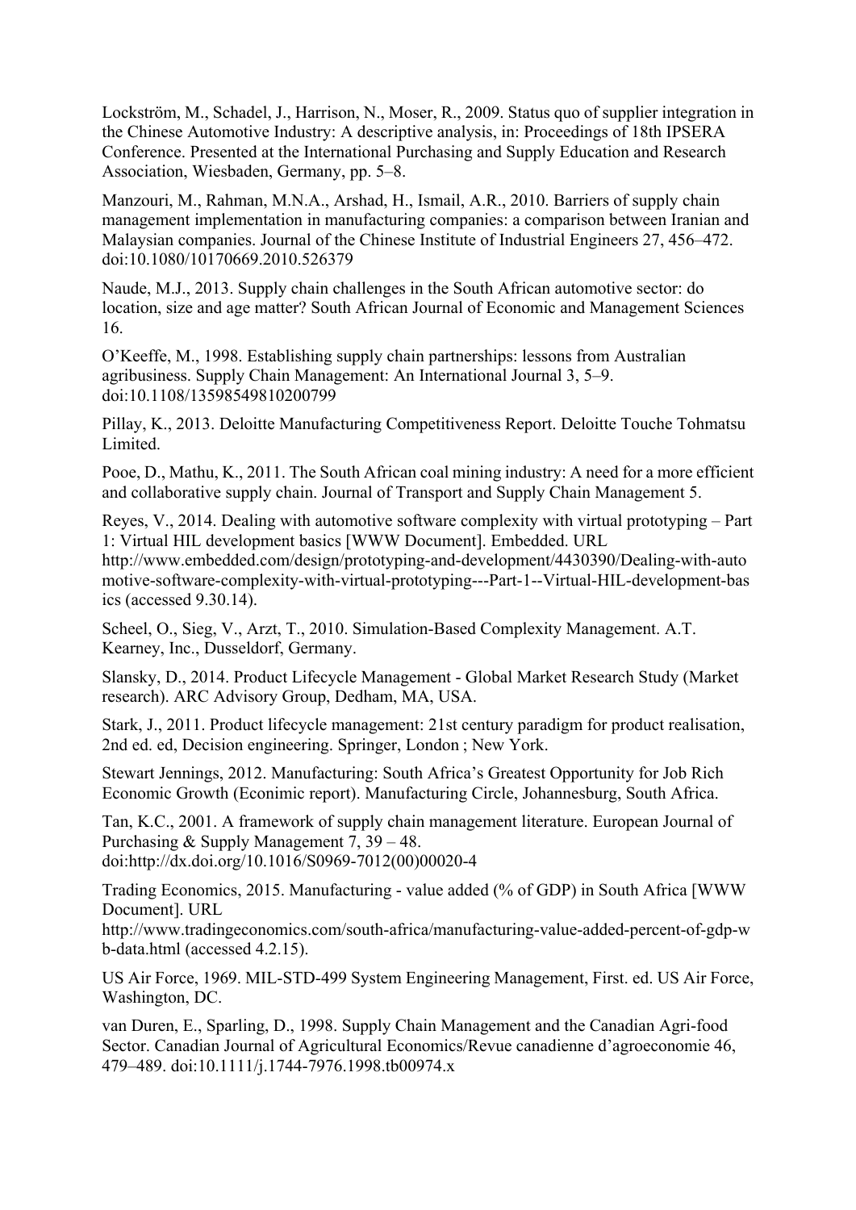Lockström, M., Schadel, J., Harrison, N., Moser, R., 2009. Status quo of supplier integration in the Chinese Automotive Industry: A descriptive analysis, in: Proceedings of 18th IPSERA Conference. Presented at the International Purchasing and Supply Education and Research Association, Wiesbaden, Germany, pp. 5–8.

Manzouri, M., Rahman, M.N.A., Arshad, H., Ismail, A.R., 2010. Barriers of supply chain management implementation in manufacturing companies: a comparison between Iranian and Malaysian companies. Journal of the Chinese Institute of Industrial Engineers 27, 456–472. doi:10.1080/10170669.2010.526379

Naude, M.J., 2013. Supply chain challenges in the South African automotive sector: do location, size and age matter? South African Journal of Economic and Management Sciences 16.

O'Keeffe, M., 1998. Establishing supply chain partnerships: lessons from Australian agribusiness. Supply Chain Management: An International Journal 3, 5–9. doi:10.1108/13598549810200799

Pillay, K., 2013. Deloitte Manufacturing Competitiveness Report. Deloitte Touche Tohmatsu Limited.

Pooe, D., Mathu, K., 2011. The South African coal mining industry: A need for a more efficient and collaborative supply chain. Journal of Transport and Supply Chain Management 5.

Reyes, V., 2014. Dealing with automotive software complexity with virtual prototyping – Part 1: Virtual HIL development basics [WWW Document]. Embedded. URL http://www.embedded.com/design/prototyping-and-development/4430390/Dealing-with-automotive-software-complexity-with-virtual-prototyping---Part-1--Virtual-HIL-development-basics (accessed 9.30.14).

Scheel, O., Sieg, V., Arzt, T., 2010. Simulation-Based Complexity Management. A.T. Kearney, Inc., Dusseldorf, Germany.

Slansky, D., 2014. Product Lifecycle Management - Global Market Research Study (Market research). ARC Advisory Group, Dedham, MA, USA.

Stark, J., 2011. Product lifecycle management: 21st century paradigm for product realisation, 2nd ed. ed, Decision engineering. Springer, London ; New York.

Stewart Jennings, 2012. Manufacturing: South Africa's Greatest Opportunity for Job Rich Economic Growth (Econimic report). Manufacturing Circle, Johannesburg, South Africa.

Tan, K.C., 2001. A framework of supply chain management literature. European Journal of Purchasing & Supply Management 7, 39 – 48. doi:http://dx.doi.org/10.1016/S0969-7012(00)00020-4

Trading Economics, 2015. Manufacturing - value added (% of GDP) in South Africa [WWW Document]. URL http://www.tradingeconomics.com/south-africa/manufacturing-value-added-percent-of-gdp-wb-data.html (accessed 4.2.15).

US Air Force, 1969. MIL-STD-499 System Engineering Management, First. ed. US Air Force, Washington, DC.

van Duren, E., Sparling, D., 1998. Supply Chain Management and the Canadian Agri-food Sector. Canadian Journal of Agricultural Economics/Revue canadienne d'agroeconomie 46, 479–489. doi:10.1111/j.1744-7976.1998.tb00974.x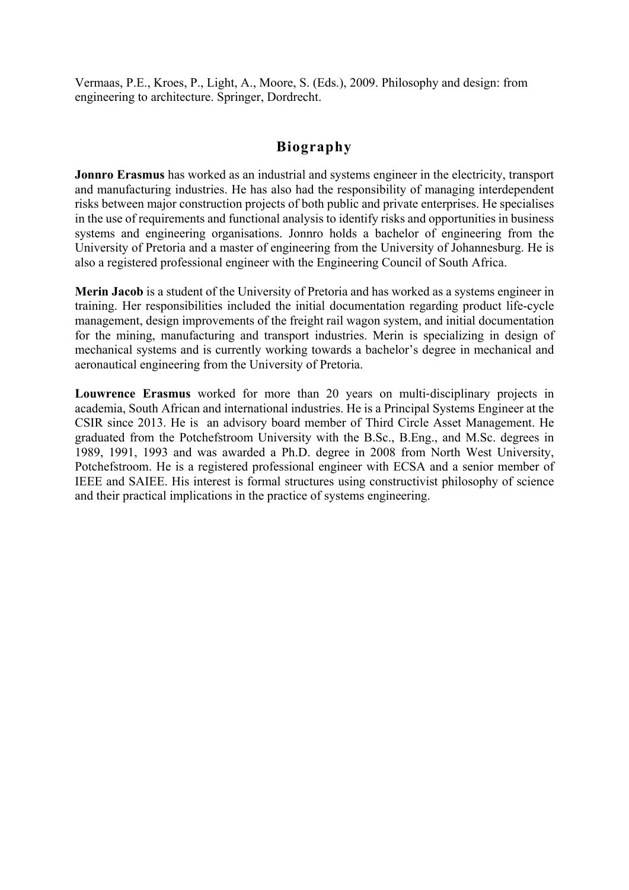Vermaas, P.E., Kroes, P., Light, A., Moore, S. (Eds.), 2009. Philosophy and design: from engineering to architecture. Springer, Dordrecht.

## Biography

**Jonnro Erasmus** has worked as an industrial and systems engineer in the electricity, transport and manufacturing industries. He has also had the responsibility of managing interdependent risks between major construction projects of both public and private enterprises. He specialises in the use of requirements and functional analysis to identify risks and opportunities in business systems and engineering organisations. Jonnro holds a bachelor of engineering from the University of Pretoria and a master of engineering from the University of Johannesburg. He is also a registered professional engineer with the Engineering Council of South Africa.

**Merin Jacob** is a student of the University of Pretoria and has worked as a systems engineer in training. Her responsibilities included the initial documentation regarding product life-cycle management, design improvements of the freight rail wagon system, and initial documentation for the mining, manufacturing and transport industries. Merin is specializing in design of mechanical systems and is currently working towards a bachelor's degree in mechanical and aeronautical engineering from the University of Pretoria.

**Louwrence Erasmus** worked for more than 20 years on multi-disciplinary projects in academia, South African and international industries. He is a Principal Systems Engineer at the CSIR since 2013. He is an advisory board member of Third Circle Asset Management. He graduated from the Potchefstroom University with the B.Sc., B.Eng., and M.Sc. degrees in 1989, 1991, 1993 and was awarded a Ph.D. degree in 2008 from North West University, Potchefstroom. He is a registered professional engineer with ECSA and a senior member of IEEE and SAIEE. His interest is formal structures using constructivist philosophy of science and their practical implications in the practice of systems engineering.